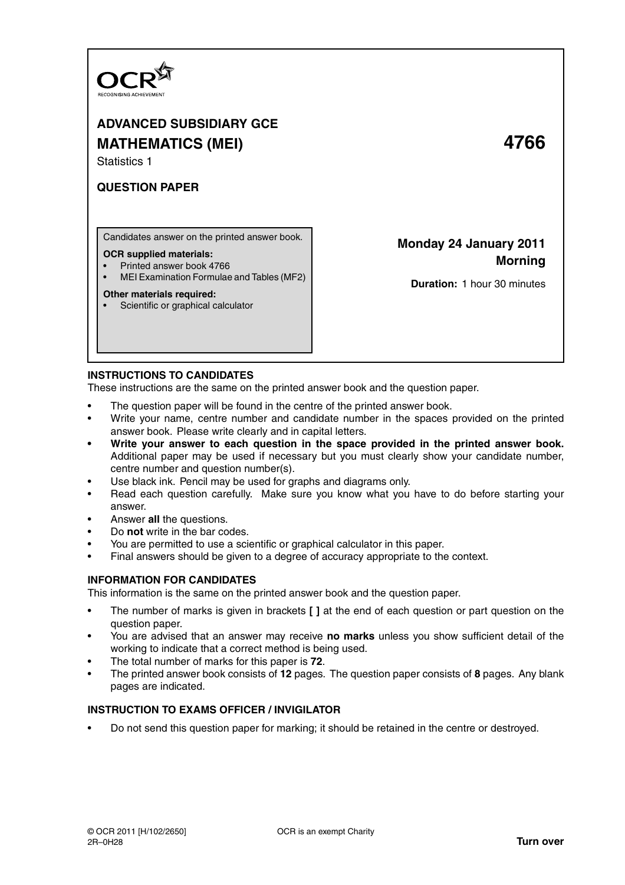OCR
RECOGNISING ACHIEVEMENT

# ADVANCED SUBSIDIARY GCE

## MATHEMATICS (MEI) 4766

Statistics 1

**QUESTION PAPER**

Candidates answer on the printed answer book.

**OCR supplied materials:**
- Printed answer book 4766
- MEI Examination Formulae and Tables (MF2)

**Other materials required:**
- Scientific or graphical calculator

**Monday 24 January 2011**
**Morning**

**Duration:** 1 hour 30 minutes

## INSTRUCTIONS TO CANDIDATES

These instructions are the same on the printed answer book and the question paper.

- The question paper will be found in the centre of the printed answer book.
- Write your name, centre number and candidate number in the spaces provided on the printed answer book. Please write clearly and in capital letters.
- **Write your answer to each question in the space provided in the printed answer book.** Additional paper may be used if necessary but you must clearly show your candidate number, centre number and question number(s).
- Use black ink. Pencil may be used for graphs and diagrams only.
- Read each question carefully. Make sure you know what you have to do before starting your answer.
- Answer **all** the questions.
- Do **not** write in the bar codes.
- You are permitted to use a scientific or graphical calculator in this paper.
- Final answers should be given to a degree of accuracy appropriate to the context.

## INFORMATION FOR CANDIDATES

This information is the same on the printed answer book and the question paper.

- The number of marks is given in brackets **[ ]** at the end of each question or part question on the question paper.
- You are advised that an answer may receive **no marks** unless you show sufficient detail of the working to indicate that a correct method is being used.
- The total number of marks for this paper is **72**.
- The printed answer book consists of **12** pages. The question paper consists of **8** pages. Any blank pages are indicated.

## INSTRUCTION TO EXAMS OFFICER / INVIGILATOR

- Do not send this question paper for marking; it should be retained in the centre or destroyed.

© OCR 2011 [H/102/2650] OCR is an exempt Charity
2R–0H28 **Turn over**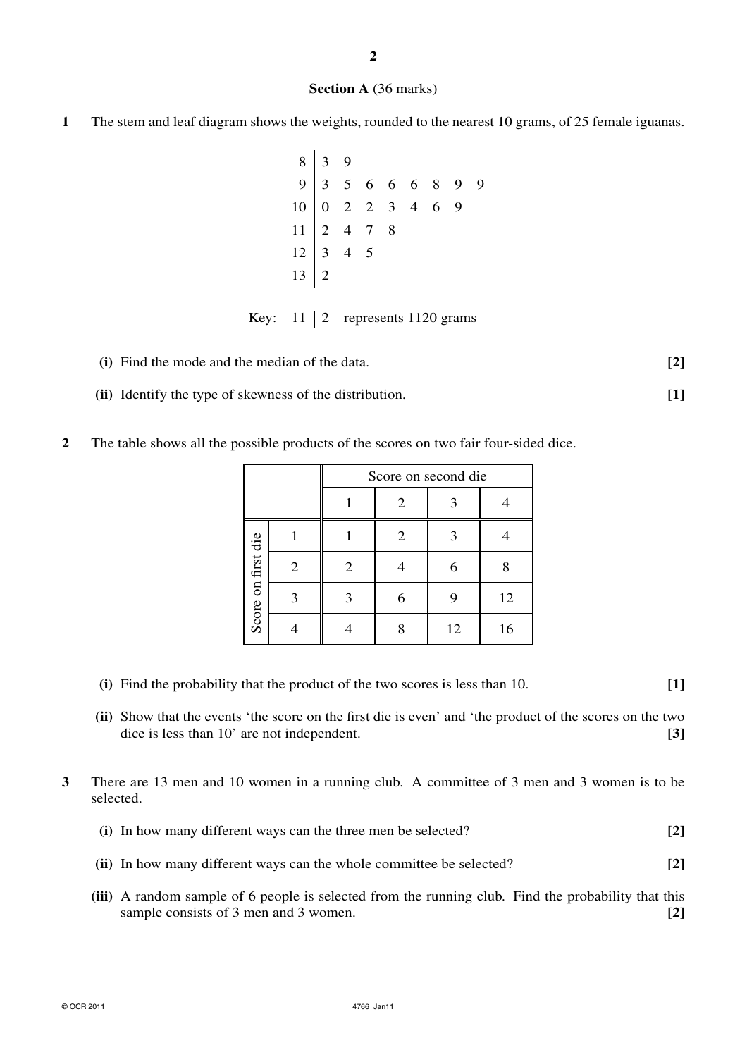**Section A** (36 marks)

**1** The stem and leaf diagram shows the weights, rounded to the nearest 10 grams, of 25 female iguanas.

```
 8 | 3 9
 9 | 3 5 6 6 6 8 9 9
10 | 0 2 2 3 4 6 9
11 | 2 4 7 8
12 | 3 4 5
13 | 2
```

Key: 11 | 2 represents 1120 grams

**(i)** Find the mode and the median of the data. **[2]**

**(ii)** Identify the type of skewness of the distribution. **[1]**

**2** The table shows all the possible products of the scores on two fair four-sided dice.

| | | Score on second die | | | |
|---|---|---|---|---|---|
| | | 1 | 2 | 3 | 4 |
| Score on first die | 1 | 1 | 2 | 3 | 4 |
| | 2 | 2 | 4 | 6 | 8 |
| | 3 | 3 | 6 | 9 | 12 |
| | 4 | 4 | 8 | 12 | 16 |

**(i)** Find the probability that the product of the two scores is less than 10. **[1]**

**(ii)** Show that the events 'the score on the first die is even' and 'the product of the scores on the two dice is less than 10' are not independent. **[3]**

**3** There are 13 men and 10 women in a running club. A committee of 3 men and 3 women is to be selected.

**(i)** In how many different ways can the three men be selected? **[2]**

**(ii)** In how many different ways can the whole committee be selected? **[2]**

**(iii)** A random sample of 6 people is selected from the running club. Find the probability that this sample consists of 3 men and 3 women. **[2]**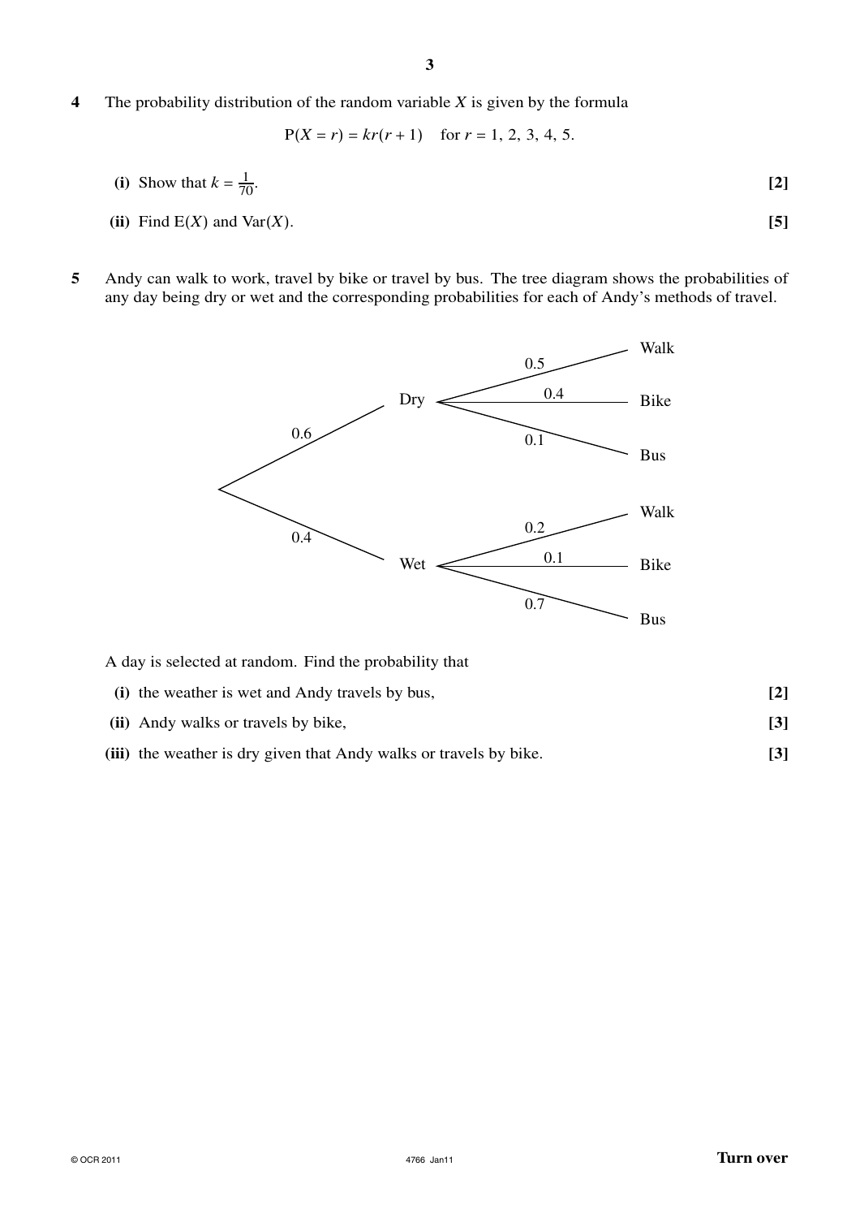**4** The probability distribution of the random variable $X$ is given by the formula

$$P(X = r) = kr(r + 1) \quad \text{for } r = 1, 2, 3, 4, 5.$$

**(i)** Show that $k = \frac{1}{70}$. **[2]**

**(ii)** Find $E(X)$ and $Var(X)$. **[5]**

**5** Andy can walk to work, travel by bike or travel by bus. The tree diagram shows the probabilities of any day being dry or wet and the corresponding probabilities for each of Andy's methods of travel.

- Dry (0.6)
  - Walk (0.5)
  - Bike (0.4)
  - Bus (0.1)
- Wet (0.4)
  - Walk (0.2)
  - Bike (0.1)
  - Bus (0.7)

A day is selected at random. Find the probability that

**(i)** the weather is wet and Andy travels by bus, **[2]**

**(ii)** Andy walks or travels by bike, **[3]**

**(iii)** the weather is dry given that Andy walks or travels by bike. **[3]**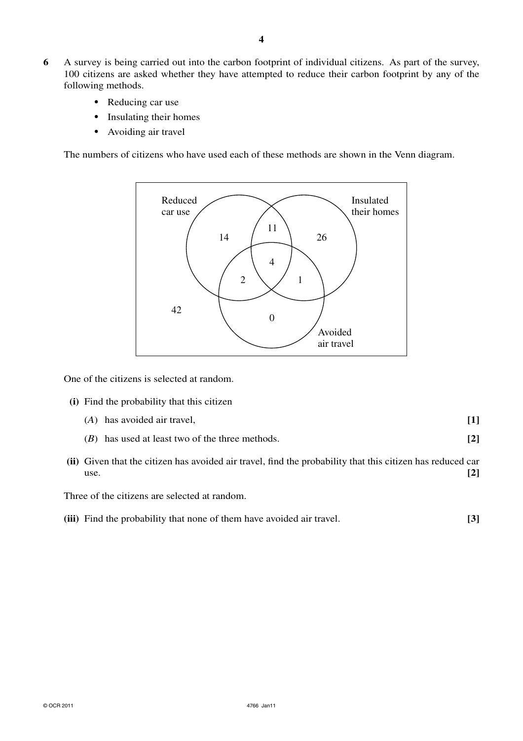**6** A survey is being carried out into the carbon footprint of individual citizens. As part of the survey, 100 citizens are asked whether they have attempted to reduce their carbon footprint by any of the following methods.

- Reducing car use
- Insulating their homes
- Avoiding air travel

The numbers of citizens who have used each of these methods are shown in the Venn diagram.

Reduced car use

Insulated their homes

Avoided air travel

14 11 26 4 2 1 0 42

One of the citizens is selected at random.

**(i)** Find the probability that this citizen

($A$) has avoided air travel, **[1]**

($B$) has used at least two of the three methods. **[2]**

**(ii)** Given that the citizen has avoided air travel, find the probability that this citizen has reduced car use. **[2]**

Three of the citizens are selected at random.

**(iii)** Find the probability that none of them have avoided air travel. **[3]**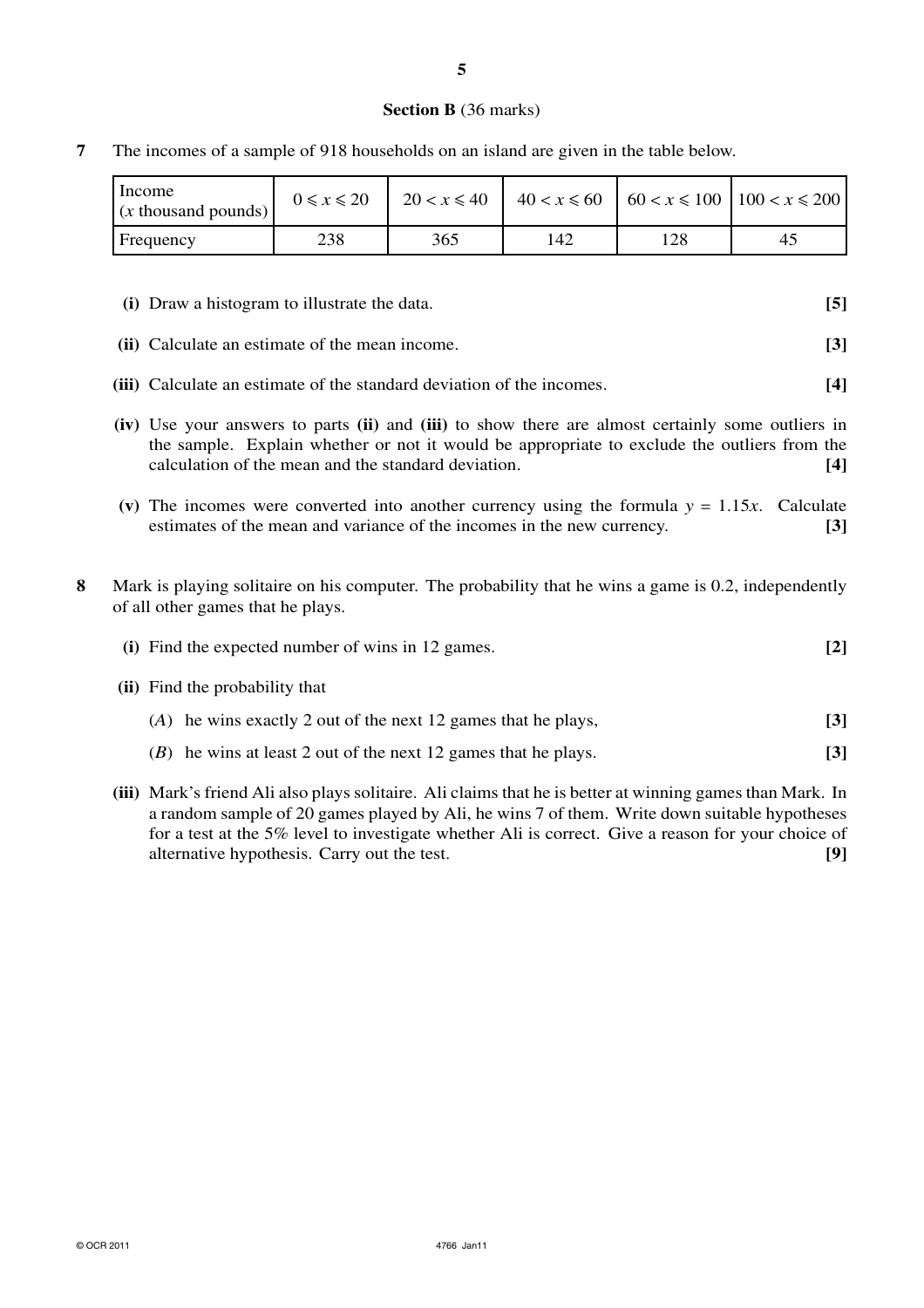## Section B (36 marks)

**7** The incomes of a sample of 918 households on an island are given in the table below.

| Income ($x$ thousand pounds) | $0 \leqslant x \leqslant 20$ | $20 < x \leqslant 40$ | $40 < x \leqslant 60$ | $60 < x \leqslant 100$ | $100 < x \leqslant 200$ |
|---|---|---|---|---|---|
| Frequency | 238 | 365 | 142 | 128 | 45 |

**(i)** Draw a histogram to illustrate the data. **[5]**

**(ii)** Calculate an estimate of the mean income. **[3]**

**(iii)** Calculate an estimate of the standard deviation of the incomes. **[4]**

**(iv)** Use your answers to parts **(ii)** and **(iii)** to show there are almost certainly some outliers in the sample. Explain whether or not it would be appropriate to exclude the outliers from the calculation of the mean and the standard deviation. **[4]**

**(v)** The incomes were converted into another currency using the formula $y = 1.15x$. Calculate estimates of the mean and variance of the incomes in the new currency. **[3]**

**8** Mark is playing solitaire on his computer. The probability that he wins a game is 0.2, independently of all other games that he plays.

**(i)** Find the expected number of wins in 12 games. **[2]**

**(ii)** Find the probability that

($A$) he wins exactly 2 out of the next 12 games that he plays, **[3]**

($B$) he wins at least 2 out of the next 12 games that he plays. **[3]**

**(iii)** Mark's friend Ali also plays solitaire. Ali claims that he is better at winning games than Mark. In a random sample of 20 games played by Ali, he wins 7 of them. Write down suitable hypotheses for a test at the 5% level to investigate whether Ali is correct. Give a reason for your choice of alternative hypothesis. Carry out the test. **[9]**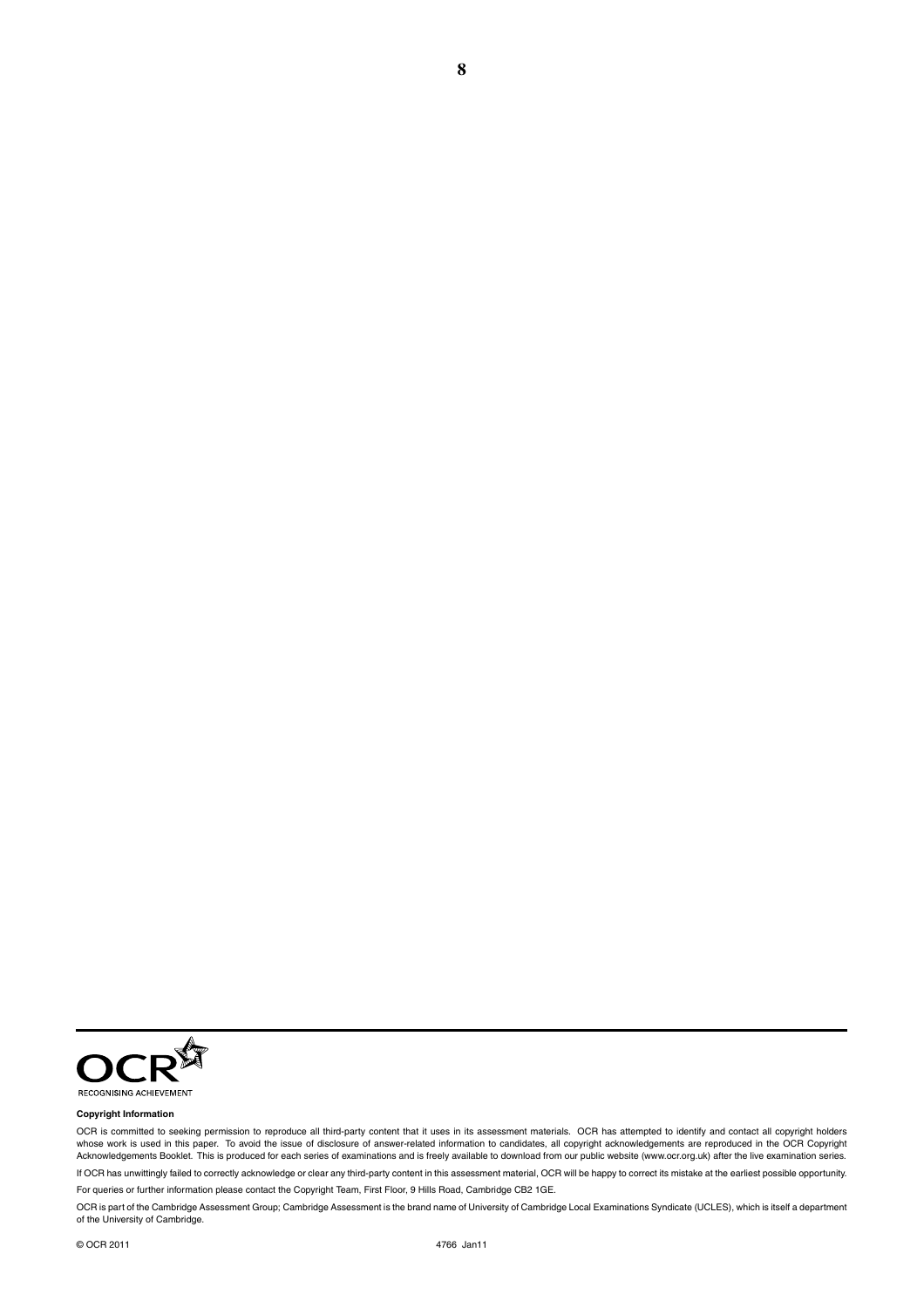RECOGNISING ACHIEVEMENT

**Copyright Information**

OCR is committed to seeking permission to reproduce all third-party content that it uses in its assessment materials. OCR has attempted to identify and contact all copyright holders whose work is used in this paper. To avoid the issue of disclosure of answer-related information to candidates, all copyright acknowledgements are reproduced in the OCR Copyright Acknowledgements Booklet. This is produced for each series of examinations and is freely available to download from our public website (www.ocr.org.uk) after the live examination series.

If OCR has unwittingly failed to correctly acknowledge or clear any third-party content in this assessment material, OCR will be happy to correct its mistake at the earliest possible opportunity.

For queries or further information please contact the Copyright Team, First Floor, 9 Hills Road, Cambridge CB2 1GE.

OCR is part of the Cambridge Assessment Group; Cambridge Assessment is the brand name of University of Cambridge Local Examinations Syndicate (UCLES), which is itself a department of the University of Cambridge.

© OCR 2011 4766 Jan11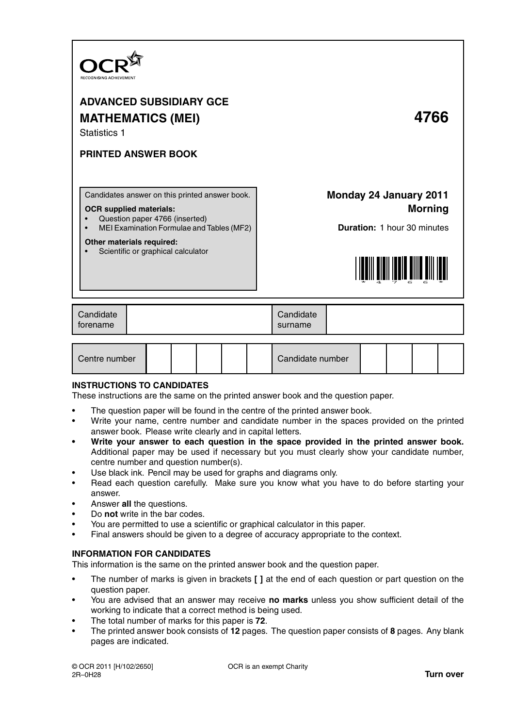OCR
RECOGNISING ACHIEVEMENT

# ADVANCED SUBSIDIARY GCE

## MATHEMATICS (MEI) 4766

Statistics 1

### PRINTED ANSWER BOOK

Candidates answer on this printed answer book.

**OCR supplied materials:**
- Question paper 4766 (inserted)
- MEI Examination Formulae and Tables (MF2)

**Other materials required:**
- Scientific or graphical calculator

**Monday 24 January 2011**
**Morning**

**Duration:** 1 hour 30 minutes

| Candidate forename | | Candidate surname | |
|---|---|---|---|

| Centre number | | | | | | Candidate number | | | | |
|---|---|---|---|---|---|---|---|---|---|---|

## INSTRUCTIONS TO CANDIDATES

These instructions are the same on the printed answer book and the question paper.

- The question paper will be found in the centre of the printed answer book.
- Write your name, centre number and candidate number in the spaces provided on the printed answer book. Please write clearly and in capital letters.
- **Write your answer to each question in the space provided in the printed answer book.** Additional paper may be used if necessary but you must clearly show your candidate number, centre number and question number(s).
- Use black ink. Pencil may be used for graphs and diagrams only.
- Read each question carefully. Make sure you know what you have to do before starting your answer.
- Answer **all** the questions.
- Do **not** write in the bar codes.
- You are permitted to use a scientific or graphical calculator in this paper.
- Final answers should be given to a degree of accuracy appropriate to the context.

## INFORMATION FOR CANDIDATES

This information is the same on the printed answer book and the question paper.

- The number of marks is given in brackets **[ ]** at the end of each question or part question on the question paper.
- You are advised that an answer may receive **no marks** unless you show sufficient detail of the working to indicate that a correct method is being used.
- The total number of marks for this paper is **72**.
- The printed answer book consists of **12** pages. The question paper consists of **8** pages. Any blank pages are indicated.

© OCR 2011 [H/102/2650]
2R–0H28

OCR is an exempt Charity

**Turn over**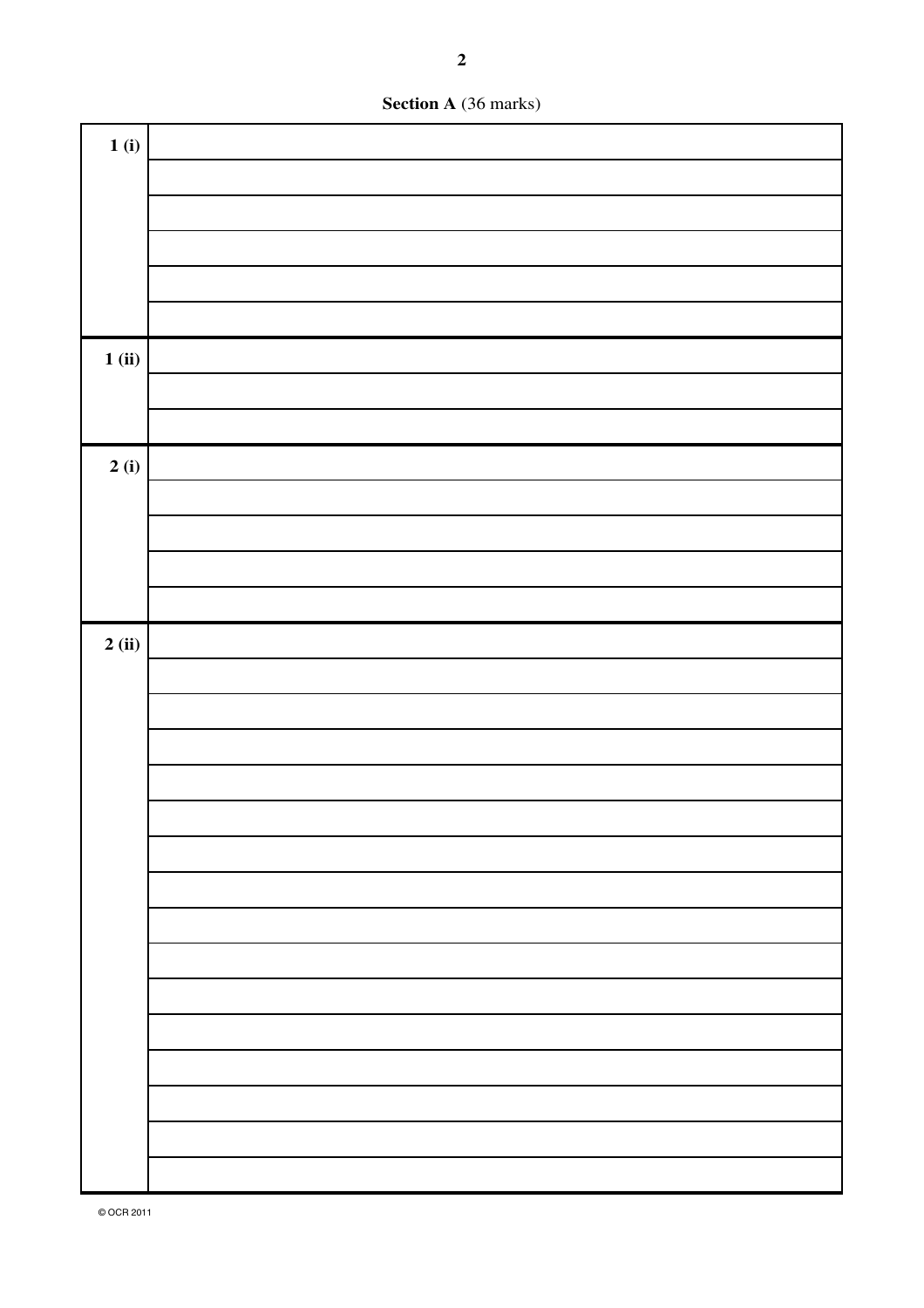**Section A** (36 marks)

| | |
|---|---|
| **1 (i)** | |
| | |
| | |
| | |
| | |
| | |
| **1 (ii)** | |
| | |
| | |
| **2 (i)** | |
| | |
| | |
| | |
| | |
| **2 (ii)** | |
| | |
| | |
| | |
| | |
| | |
| | |
| | |
| | |
| | |
| | |
| | |
| | |
| | |
| | |
| | |

© OCR 2011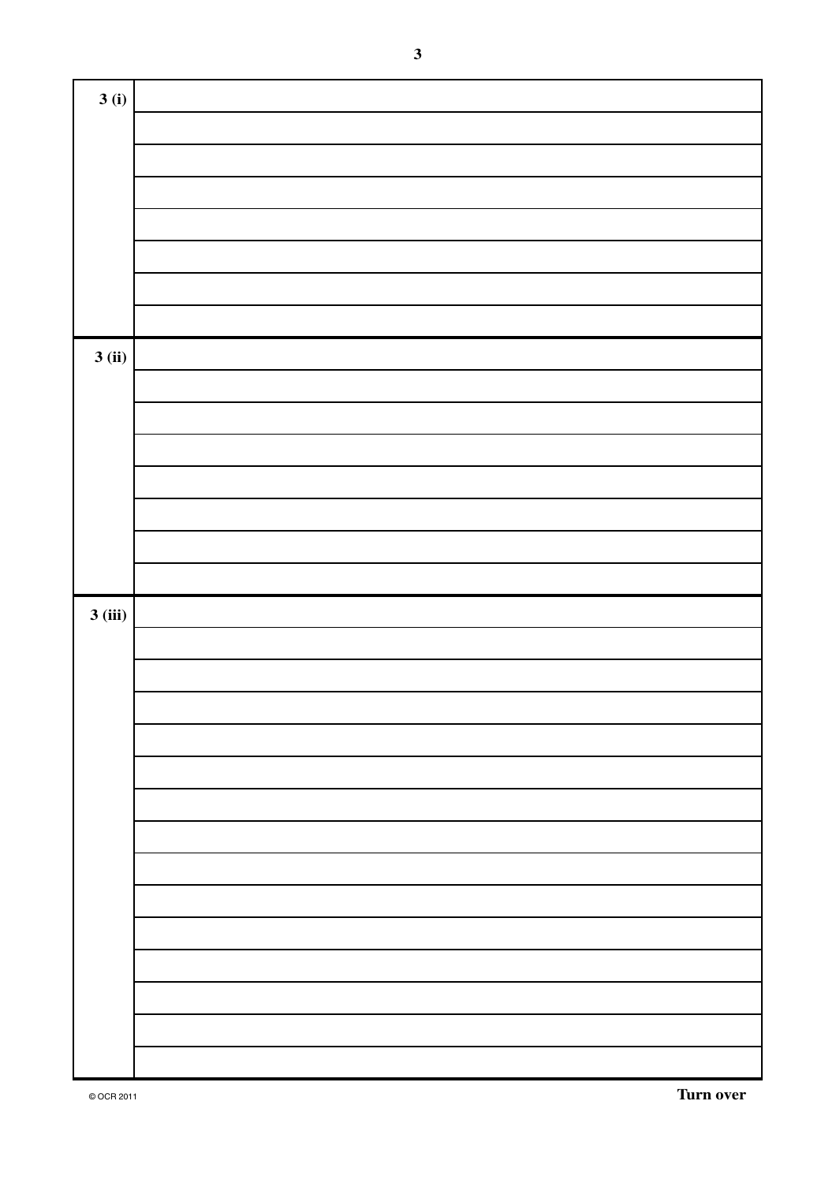| | |
|---|---|
| 3 (i) | |
| | |
| | |
| | |
| | |
| | |
| | |
| | |
| 3 (ii) | |
| | |
| | |
| | |
| | |
| | |
| | |
| | |
| 3 (iii) | |
| | |
| | |
| | |
| | |
| | |
| | |
| | |
| | |
| | |
| | |
| | |
| | |
| | |
| | |

Turn over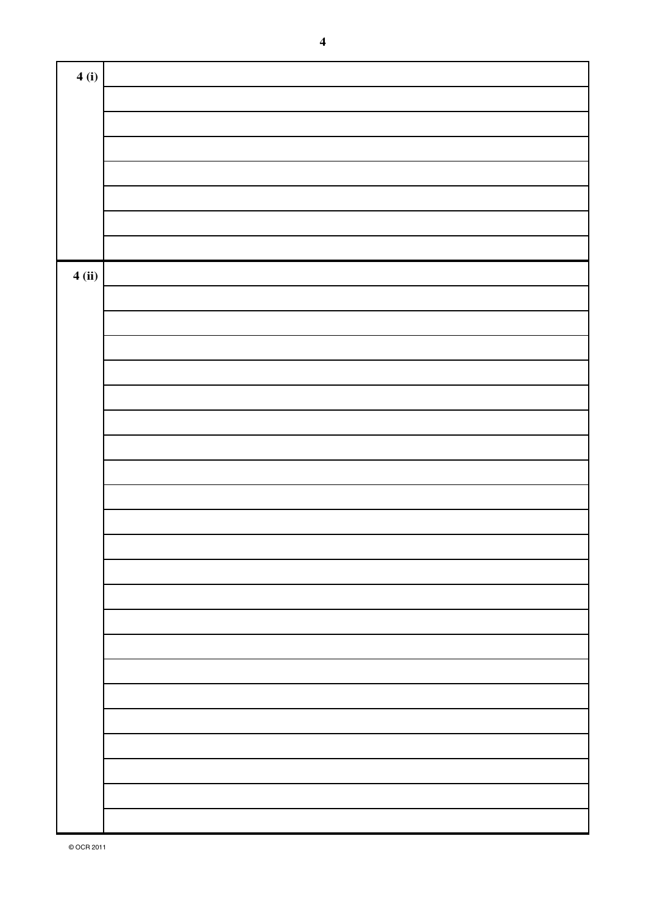| | |
|---|---|
| 4 (i) | |
| | |
| | |
| | |
| | |
| | |
| | |
| | |
| 4 (ii) | |
| | |
| | |
| | |
| | |
| | |
| | |
| | |
| | |
| | |
| | |
| | |
| | |
| | |
| | |
| | |
| | |
| | |
| | |
| | |
| | |
| | |
| | |

© OCR 2011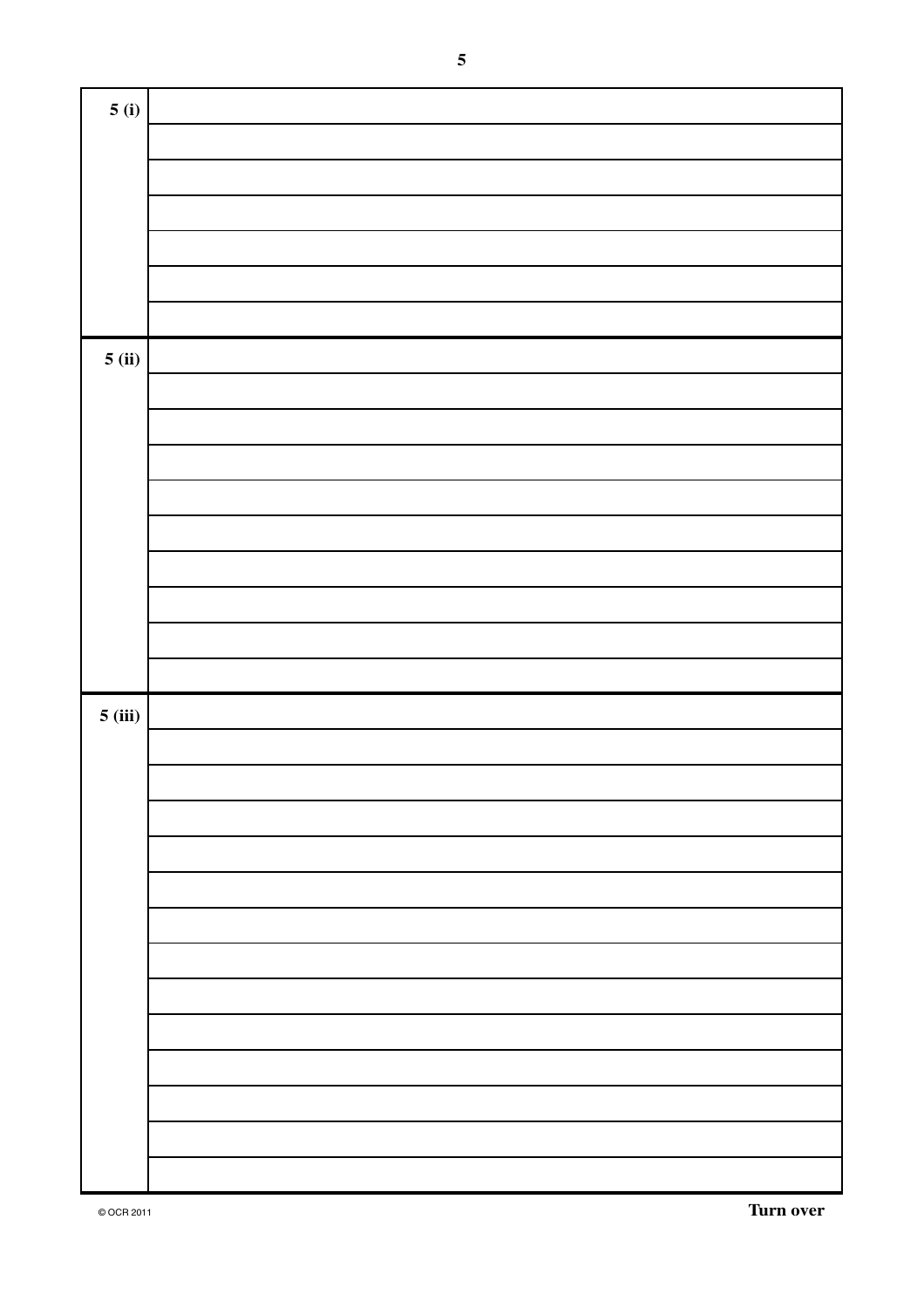| | |
|---|---|
| 5 (i) | |
| | |
| | |
| | |
| | |
| | |
| | |
| 5 (ii) | |
| | |
| | |
| | |
| | |
| | |
| | |
| | |
| | |
| | |
| 5 (iii) | |
| | |
| | |
| | |
| | |
| | |
| | |
| | |
| | |
| | |
| | |
| | |
| | |
| | |

© OCR 2011

**Turn over**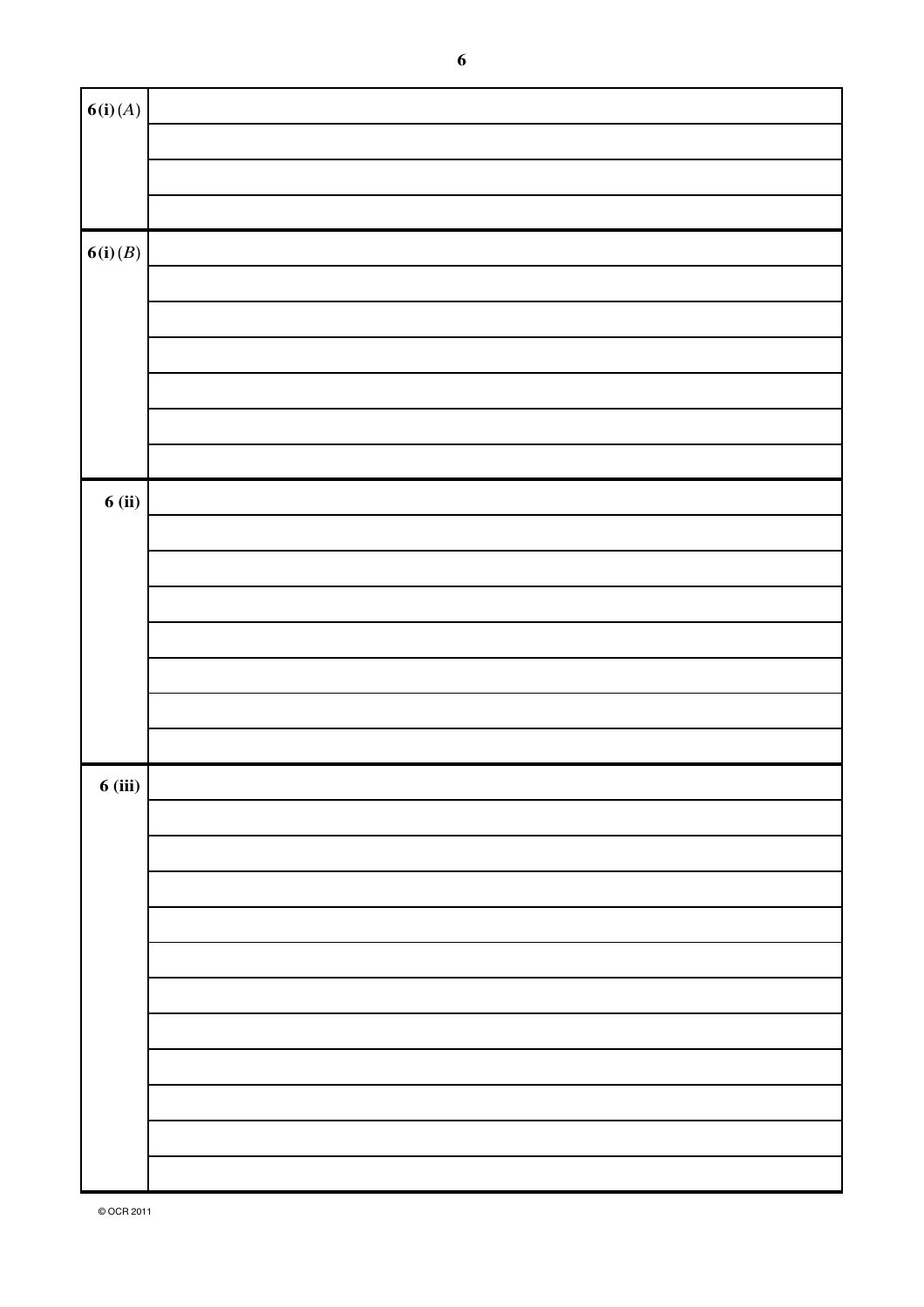| | |
|---|---|
| **6(i)**$(A)$ | |
| | |
| | |
| | |
| **6(i)**$(B)$ | |
| | |
| | |
| | |
| | |
| | |
| | |
| **6 (ii)** | |
| | |
| | |
| | |
| | |
| | |
| | |
| | |
| **6 (iii)** | |
| | |
| | |
| | |
| | |
| | |
| | |
| | |
| | |
| | |
| | |
| | |

© OCR 2011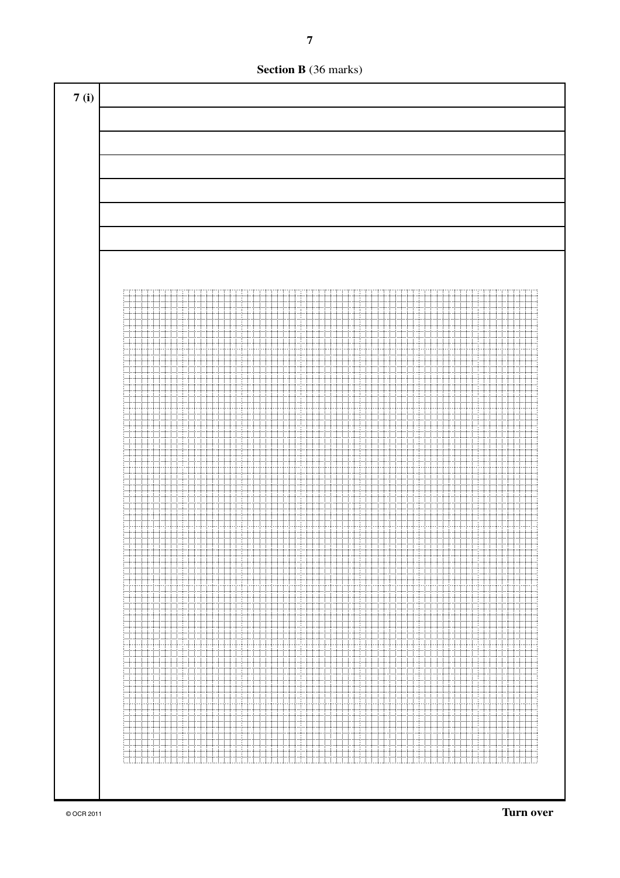**Section B** (36 marks)

**7 (i)**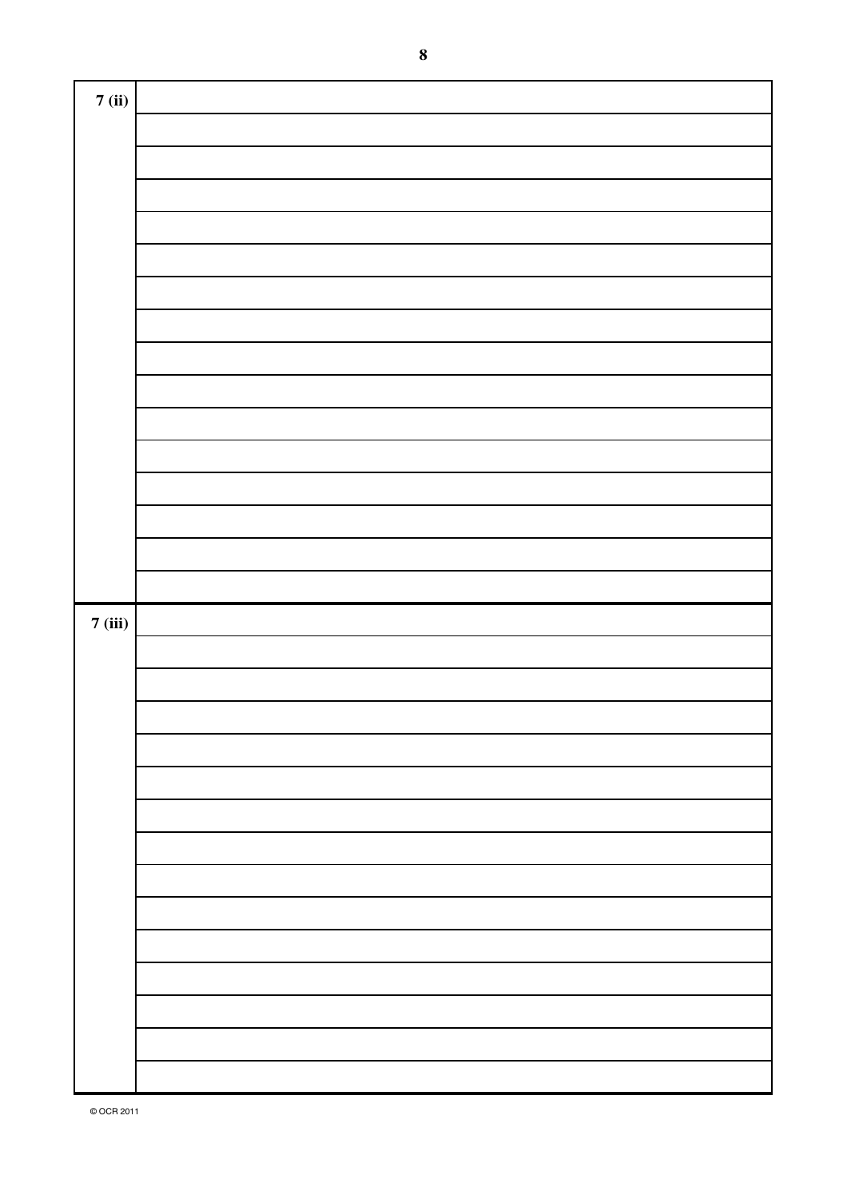| 7 (ii) | |
|---|---|
| | |
| | |
| | |
| | |
| | |
| | |
| | |
| | |
| | |
| | |
| | |
| | |
| | |
| | |
| | |

| 7 (iii) | |
|---|---|
| | |
| | |
| | |
| | |
| | |
| | |
| | |
| | |
| | |
| | |
| | |
| | |
| | |
| | |

© OCR 2011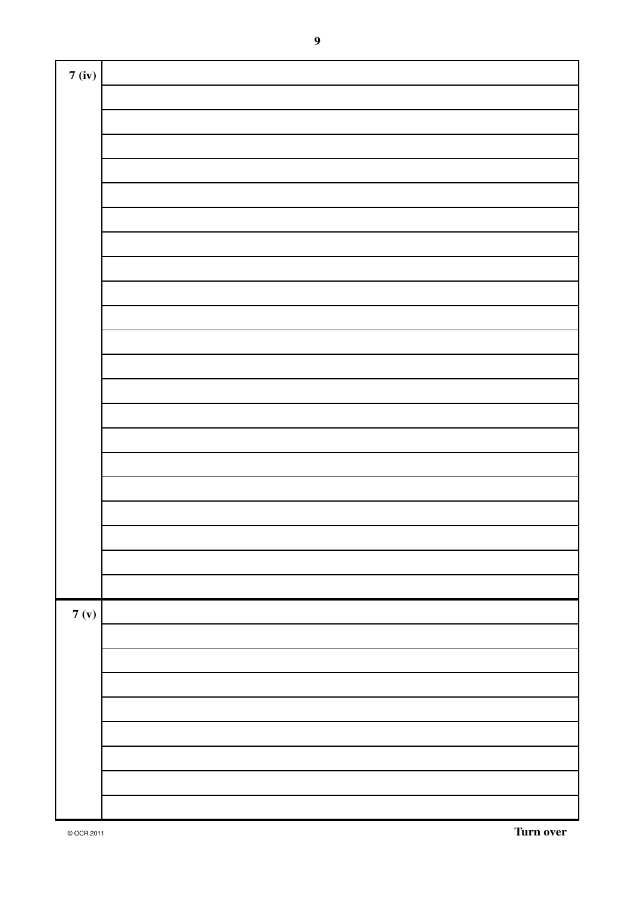| 7 (iv) | |
|---|---|
| | |
| | |
| | |
| | |
| | |
| | |
| | |
| | |
| | |
| | |
| | |
| | |
| | |
| | |
| | |
| | |
| | |
| | |
| | |
| | |
| | |
| 7 (v) | |
| | |
| | |
| | |
| | |
| | |
| | |
| | |
| | |

Turn over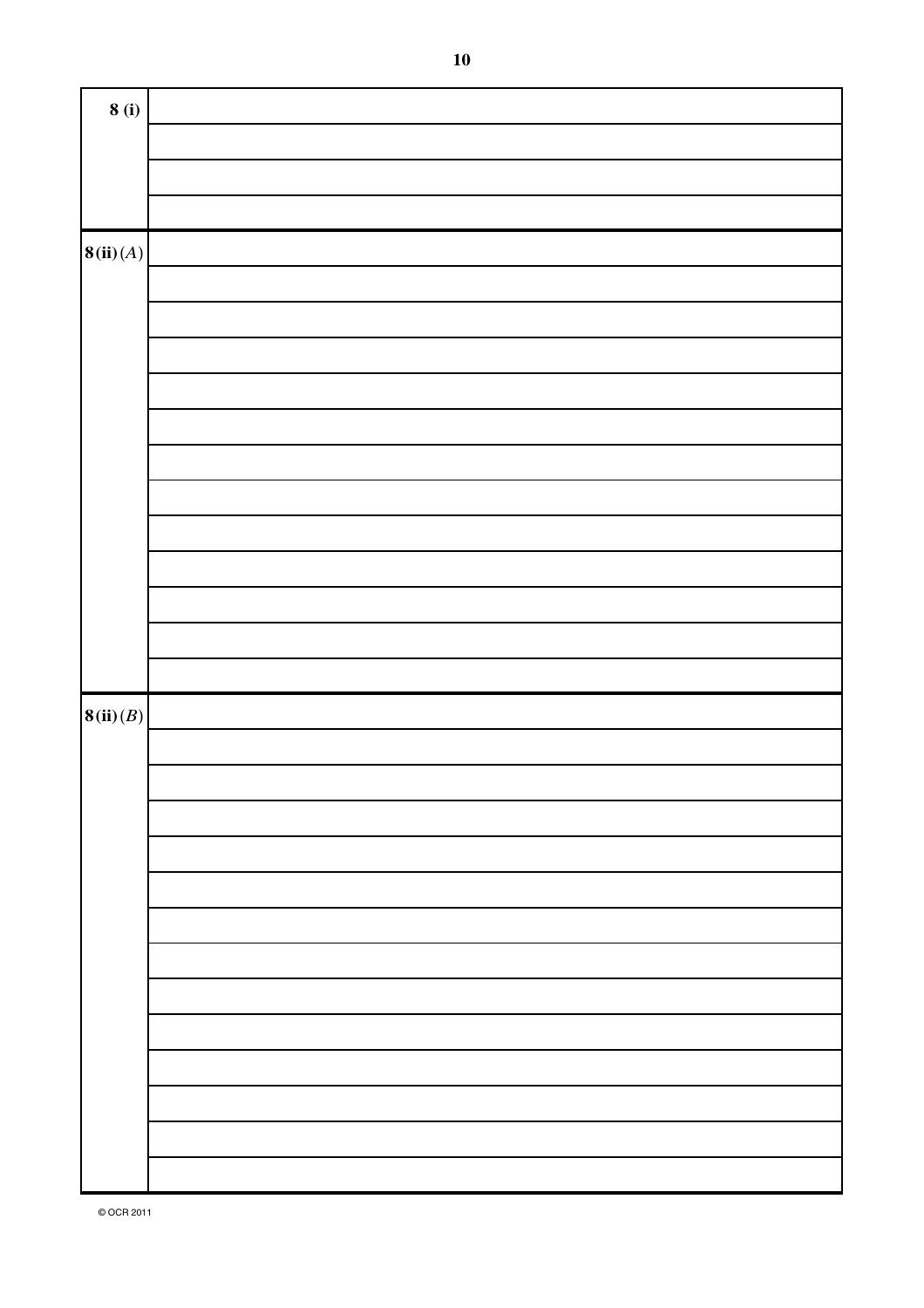| | |
|---|---|
| **8 (i)** | |
| | |
| | |
| | |
| **8 (ii)** (*A*) | |
| | |
| | |
| | |
| | |
| | |
| | |
| | |
| | |
| | |
| | |
| | |
| | |
| **8 (ii)** (*B*) | |
| | |
| | |
| | |
| | |
| | |
| | |
| | |
| | |
| | |
| | |
| | |
| | |
| | |

© OCR 2011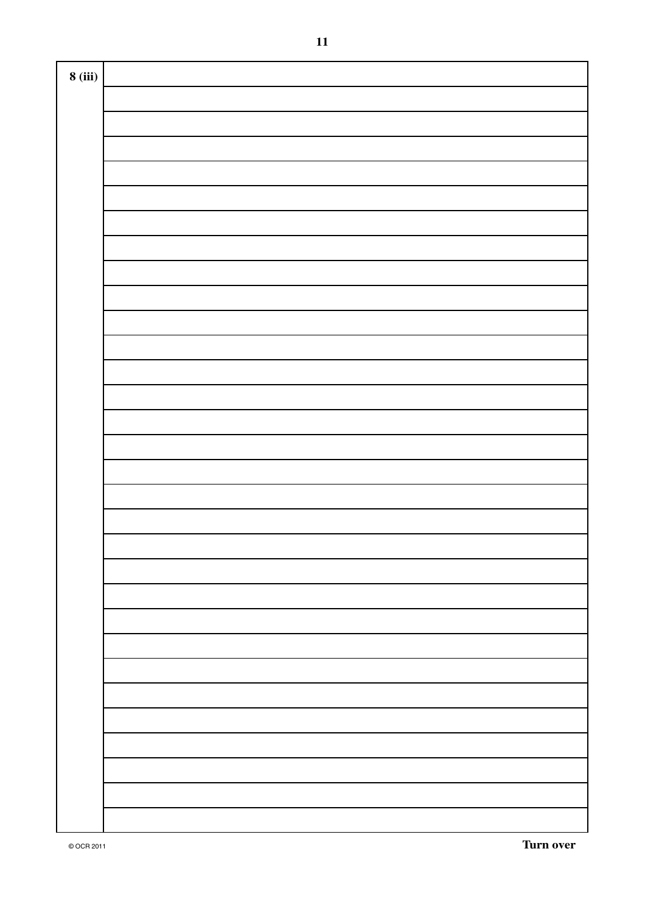8 (iii)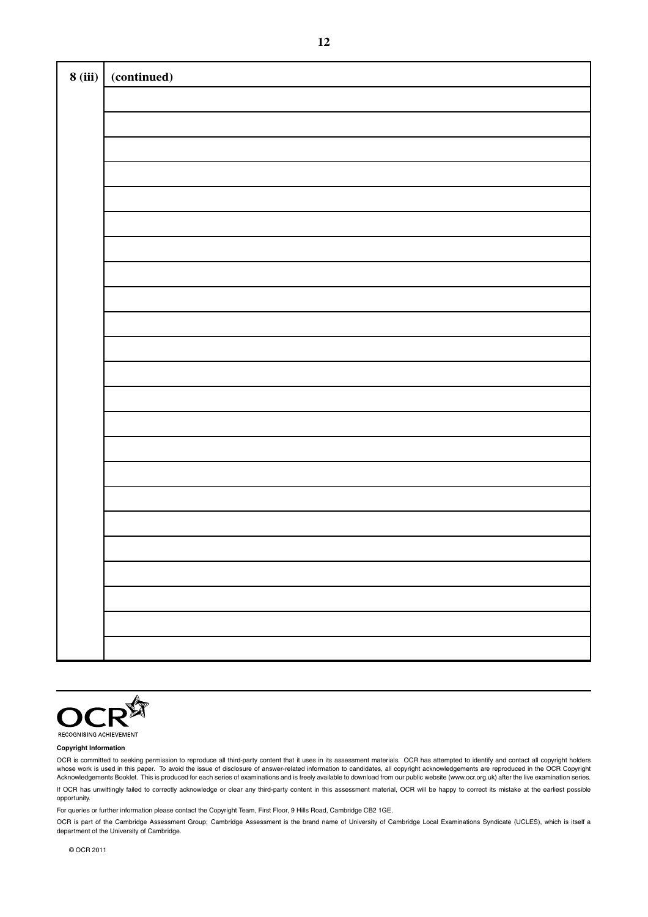| 8 (iii) | (continued) |
| --- | --- |

RECOGNISING ACHIEVEMENT

**Copyright Information**

OCR is committed to seeking permission to reproduce all third-party content that it uses in its assessment materials. OCR has attempted to identify and contact all copyright holders whose work is used in this paper. To avoid the issue of disclosure of answer-related information to candidates, all copyright acknowledgements are reproduced in the OCR Copyright Acknowledgements Booklet. This is produced for each series of examinations and is freely available to download from our public website (www.ocr.org.uk) after the live examination series.

If OCR has unwittingly failed to correctly acknowledge or clear any third-party content in this assessment material, OCR will be happy to correct its mistake at the earliest possible opportunity.

For queries or further information please contact the Copyright Team, First Floor, 9 Hills Road, Cambridge CB2 1GE.

OCR is part of the Cambridge Assessment Group; Cambridge Assessment is the brand name of University of Cambridge Local Examinations Syndicate (UCLES), which is itself a department of the University of Cambridge.

© OCR 2011